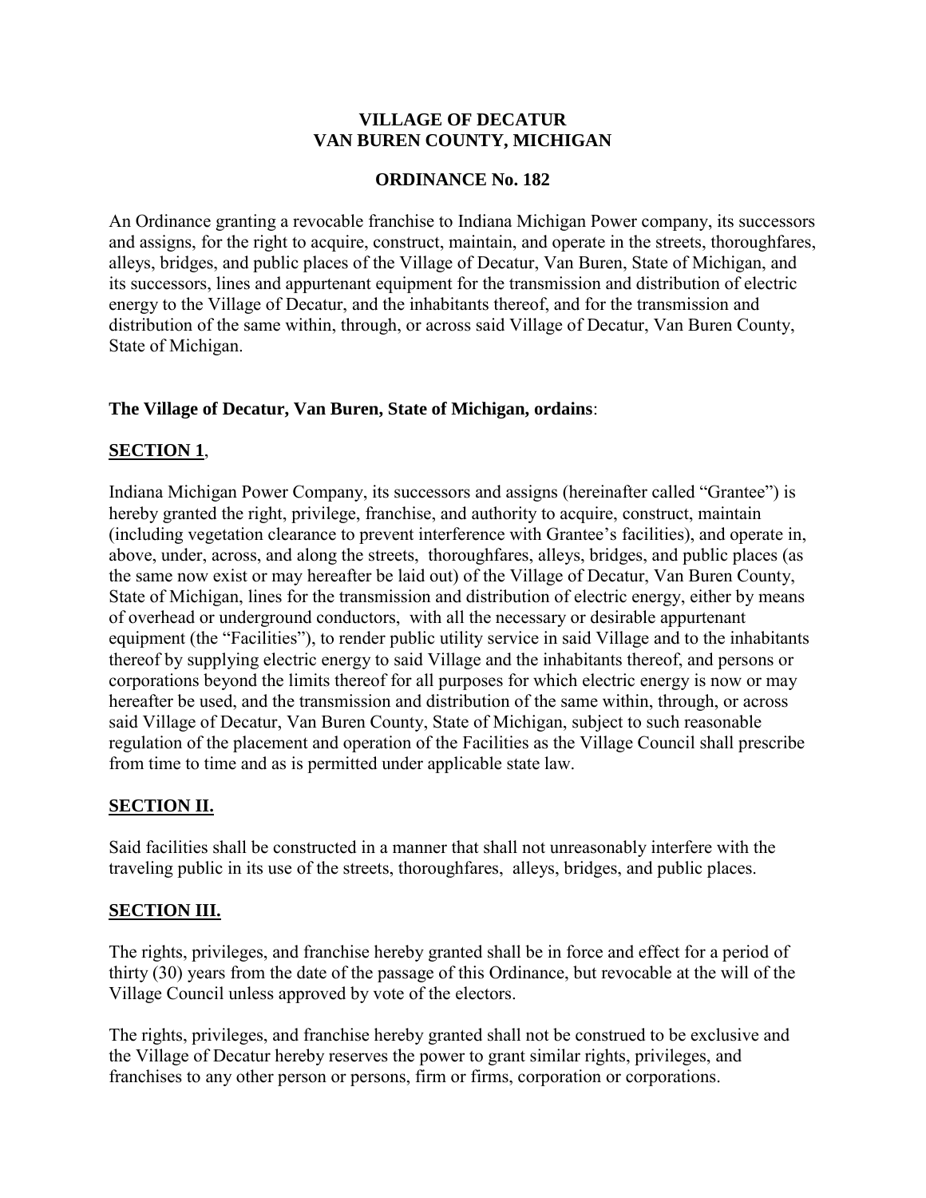**VILLAGE OF DECATUR**
**VAN BUREN COUNTY, MICHIGAN**

**ORDINANCE No. 182**

An Ordinance granting a revocable franchise to Indiana Michigan Power company, its successors and assigns, for the right to acquire, construct, maintain, and operate in the streets, thoroughfares, alleys, bridges, and public places of the Village of Decatur, Van Buren, State of Michigan, and its successors, lines and appurtenant equipment for the transmission and distribution of electric energy to the Village of Decatur, and the inhabitants thereof, and for the transmission and distribution of the same within, through, or across said Village of Decatur, Van Buren County, State of Michigan.

**The Village of Decatur, Van Buren, State of Michigan, ordains**:

## SECTION 1,

Indiana Michigan Power Company, its successors and assigns (hereinafter called "Grantee") is hereby granted the right, privilege, franchise, and authority to acquire, construct, maintain (including vegetation clearance to prevent interference with Grantee's facilities), and operate in, above, under, across, and along the streets, thoroughfares, alleys, bridges, and public places (as the same now exist or may hereafter be laid out) of the Village of Decatur, Van Buren County, State of Michigan, lines for the transmission and distribution of electric energy, either by means of overhead or underground conductors, with all the necessary or desirable appurtenant equipment (the "Facilities"), to render public utility service in said Village and to the inhabitants thereof by supplying electric energy to said Village and the inhabitants thereof, and persons or corporations beyond the limits thereof for all purposes for which electric energy is now or may hereafter be used, and the transmission and distribution of the same within, through, or across said Village of Decatur, Van Buren County, State of Michigan, subject to such reasonable regulation of the placement and operation of the Facilities as the Village Council shall prescribe from time to time and as is permitted under applicable state law.

## SECTION II.

Said facilities shall be constructed in a manner that shall not unreasonably interfere with the traveling public in its use of the streets, thoroughfares, alleys, bridges, and public places.

## SECTION III.

The rights, privileges, and franchise hereby granted shall be in force and effect for a period of thirty (30) years from the date of the passage of this Ordinance, but revocable at the will of the Village Council unless approved by vote of the electors.

The rights, privileges, and franchise hereby granted shall not be construed to be exclusive and the Village of Decatur hereby reserves the power to grant similar rights, privileges, and franchises to any other person or persons, firm or firms, corporation or corporations.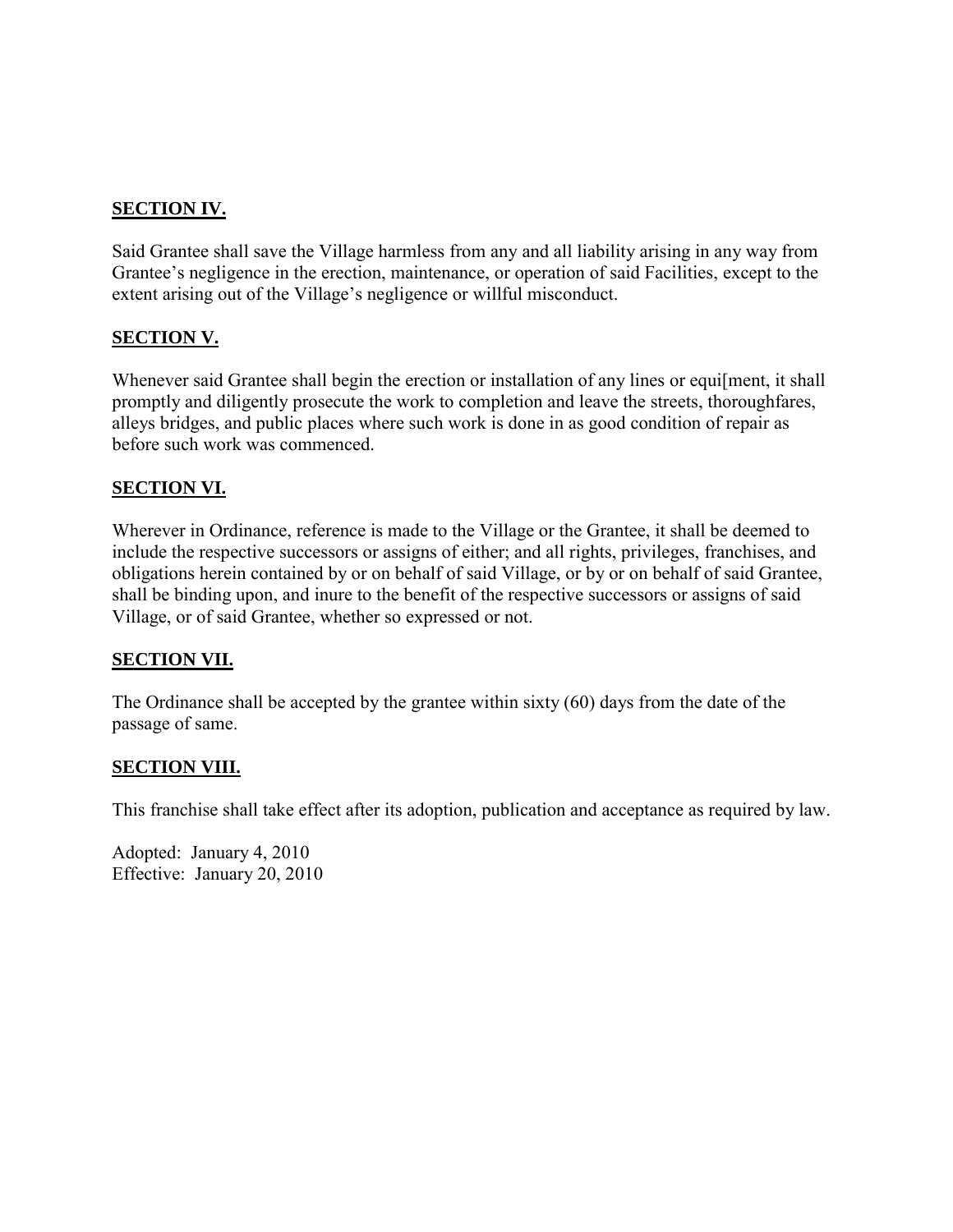## **SECTION IV.**

Said Grantee shall save the Village harmless from any and all liability arising in any way from Grantee's negligence in the erection, maintenance, or operation of said Facilities, except to the extent arising out of the Village's negligence or willful misconduct.

## **SECTION V.**

Whenever said Grantee shall begin the erection or installation of any lines or equi[ment, it shall promptly and diligently prosecute the work to completion and leave the streets, thoroughfares, alleys bridges, and public places where such work is done in as good condition of repair as before such work was commenced.

## **SECTION VI.**

Wherever in Ordinance, reference is made to the Village or the Grantee, it shall be deemed to include the respective successors or assigns of either; and all rights, privileges, franchises, and obligations herein contained by or on behalf of said Village, or by or on behalf of said Grantee, shall be binding upon, and inure to the benefit of the respective successors or assigns of said Village, or of said Grantee, whether so expressed or not.

## **SECTION VII.**

The Ordinance shall be accepted by the grantee within sixty (60) days from the date of the passage of same.

## **SECTION VIII.**

This franchise shall take effect after its adoption, publication and acceptance as required by law.

Adopted: January 4, 2010
Effective: January 20, 2010